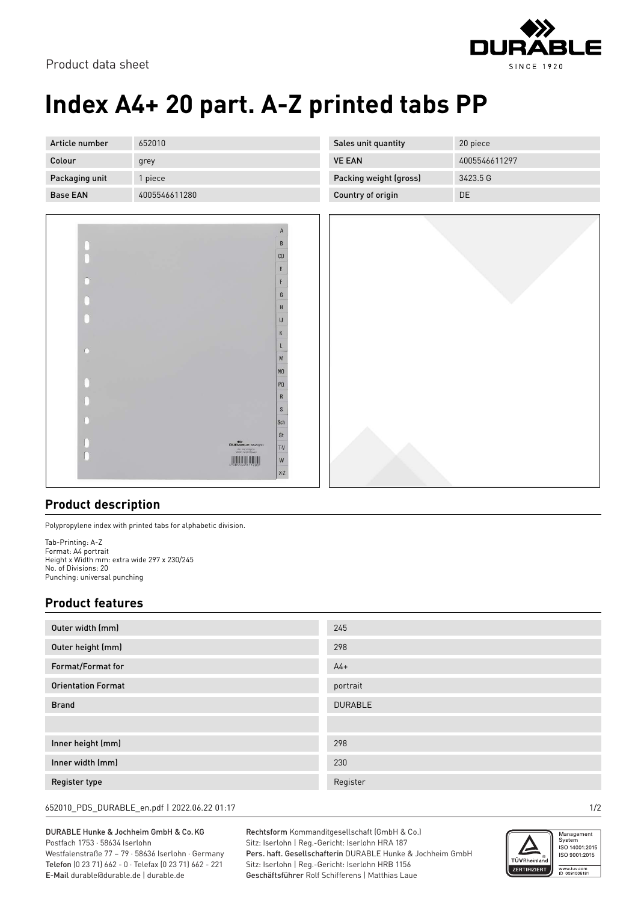Product data sheet

# Index A4+ 20 part. A-Z printed tabs PP

| Article number | 652010 | Sales unit quantity | 20 piece |
|---|---|---|---|
| Colour | grey | VE EAN | 4005546611297 |
| Packaging unit | 1 piece | Packing weight (gross) | 3423.5 G |
| Base EAN | 4005546611280 | Country of origin | DE |

## Product description

Polypropylene index with printed tabs for alphabetic division.

Tab-Printing: A-Z
Format: A4 portrait
Height x Width mm: extra wide 297 x 230/245
No. of Divisions: 20
Punching: universal punching

## Product features

| Outer width (mm) | 245 |
|---|---|
| Outer height (mm) | 298 |
| Format/Format for | A4+ |
| Orientation Format | portrait |
| Brand | DURABLE |
| | |
| Inner height (mm) | 298 |
| Inner width (mm) | 230 |
| Register type | Register |

652010_PDS_DURABLE_en.pdf | 2022.06.22 01:17

DURABLE Hunke & Jochheim GmbH & Co.KG
Postfach 1753 · 58634 Iserlohn
Westfalenstraße 77 – 79 · 58636 Iserlohn · Germany
Telefon (0 23 71) 662 - 0 · Telefax (0 23 71) 662 - 221
E-Mail durable@durable.de | durable.de

Rechtsform Kommanditgesellschaft (GmbH & Co.)
Sitz: Iserlohn | Reg.-Gericht: Iserlohn HRA 187
Pers. haft. Gesellschafterin DURABLE Hunke & Jochheim GmbH
Sitz: Iserlohn | Reg.-Gericht: Iserlohn HRB 1156
Geschäftsführer Rolf Schifferens | Matthias Laue

Management System ISO 14001:2015 ISO 9001:2015
www.tuv.com ID 0091006181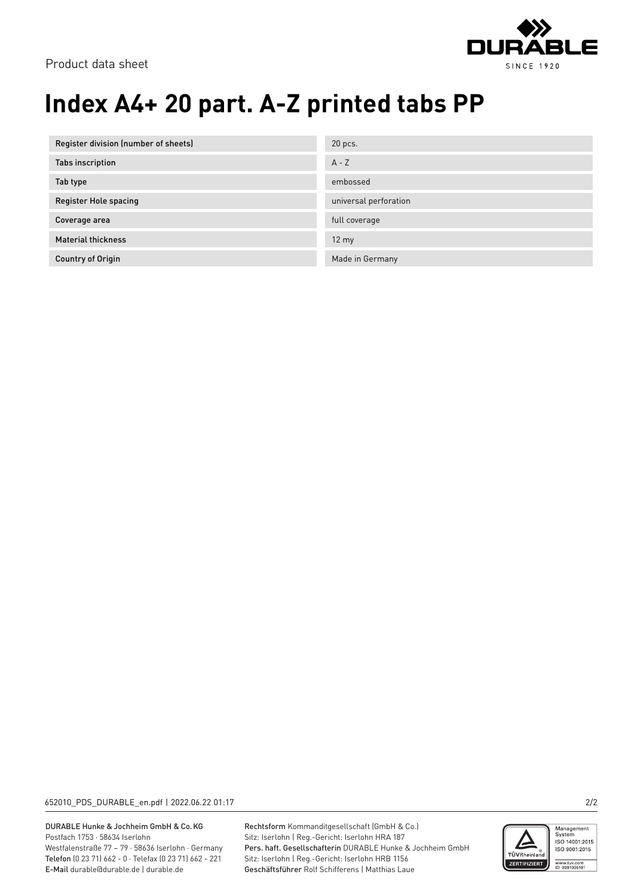# Index A4+ 20 part. A-Z printed tabs PP

| | |
|---|---|
| Register division (number of sheets) | 20 pcs. |
| Tabs inscription | A - Z |
| Tab type | embossed |
| Register Hole spacing | universal perforation |
| Coverage area | full coverage |
| Material thickness | 12 my |
| Country of Origin | Made in Germany |

DURABLE Hunke & Jochheim GmbH & Co. KG
Postfach 1753 · 58634 Iserlohn
Westfalenstraße 77 – 79 · 58636 Iserlohn · Germany
**Telefon** (0 23 71) 662 - 0 · Telefax (0 23 71) 662 - 221
**E-Mail** durable@durable.de | durable.de

**Rechtsform** Kommanditgesellschaft (GmbH & Co.)
Sitz: Iserlohn | Reg.-Gericht: Iserlohn HRA 187
**Pers. haft. Gesellschafterin** DURABLE Hunke & Jochheim GmbH
Sitz: Iserlohn | Reg.-Gericht: Iserlohn HRB 1156
**Geschäftsführer** Rolf Schifferens | Matthias Laue